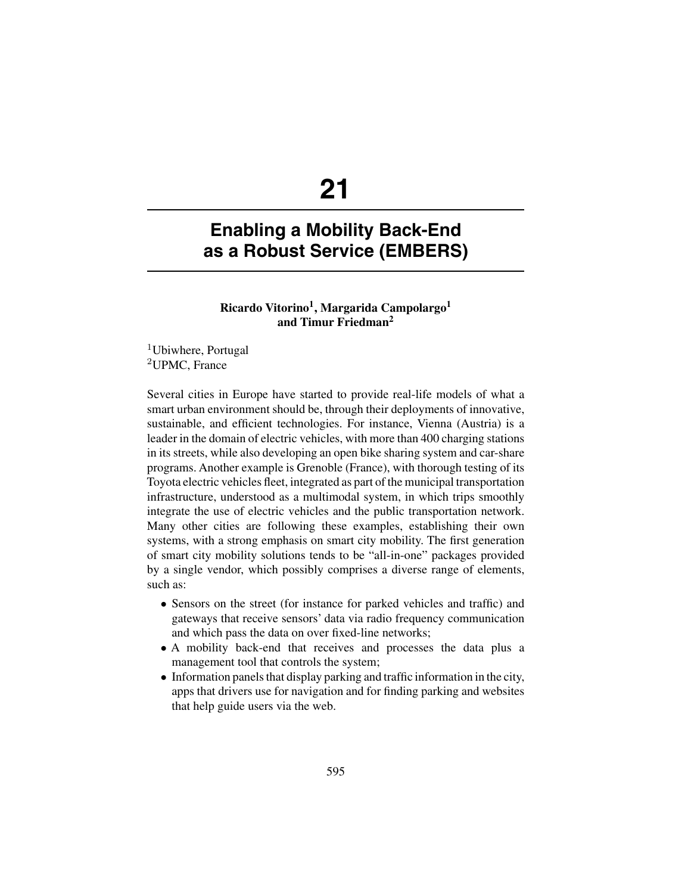# 21

# Enabling a Mobility Back-End as a Robust Service (EMBERS)

**Ricardo Vitorino[1], Margarida Campolargo[1] and Timur Friedman[2]**

[1]Ubiwhere, Portugal
[2]UPMC, France

Several cities in Europe have started to provide real-life models of what a smart urban environment should be, through their deployments of innovative, sustainable, and efficient technologies. For instance, Vienna (Austria) is a leader in the domain of electric vehicles, with more than 400 charging stations in its streets, while also developing an open bike sharing system and car-share programs. Another example is Grenoble (France), with thorough testing of its Toyota electric vehicles fleet, integrated as part of the municipal transportation infrastructure, understood as a multimodal system, in which trips smoothly integrate the use of electric vehicles and the public transportation network. Many other cities are following these examples, establishing their own systems, with a strong emphasis on smart city mobility. The first generation of smart city mobility solutions tends to be "all-in-one" packages provided by a single vendor, which possibly comprises a diverse range of elements, such as:

- Sensors on the street (for instance for parked vehicles and traffic) and gateways that receive sensors' data via radio frequency communication and which pass the data on over fixed-line networks;
- A mobility back-end that receives and processes the data plus a management tool that controls the system;
- Information panels that display parking and traffic information in the city, apps that drivers use for navigation and for finding parking and websites that help guide users via the web.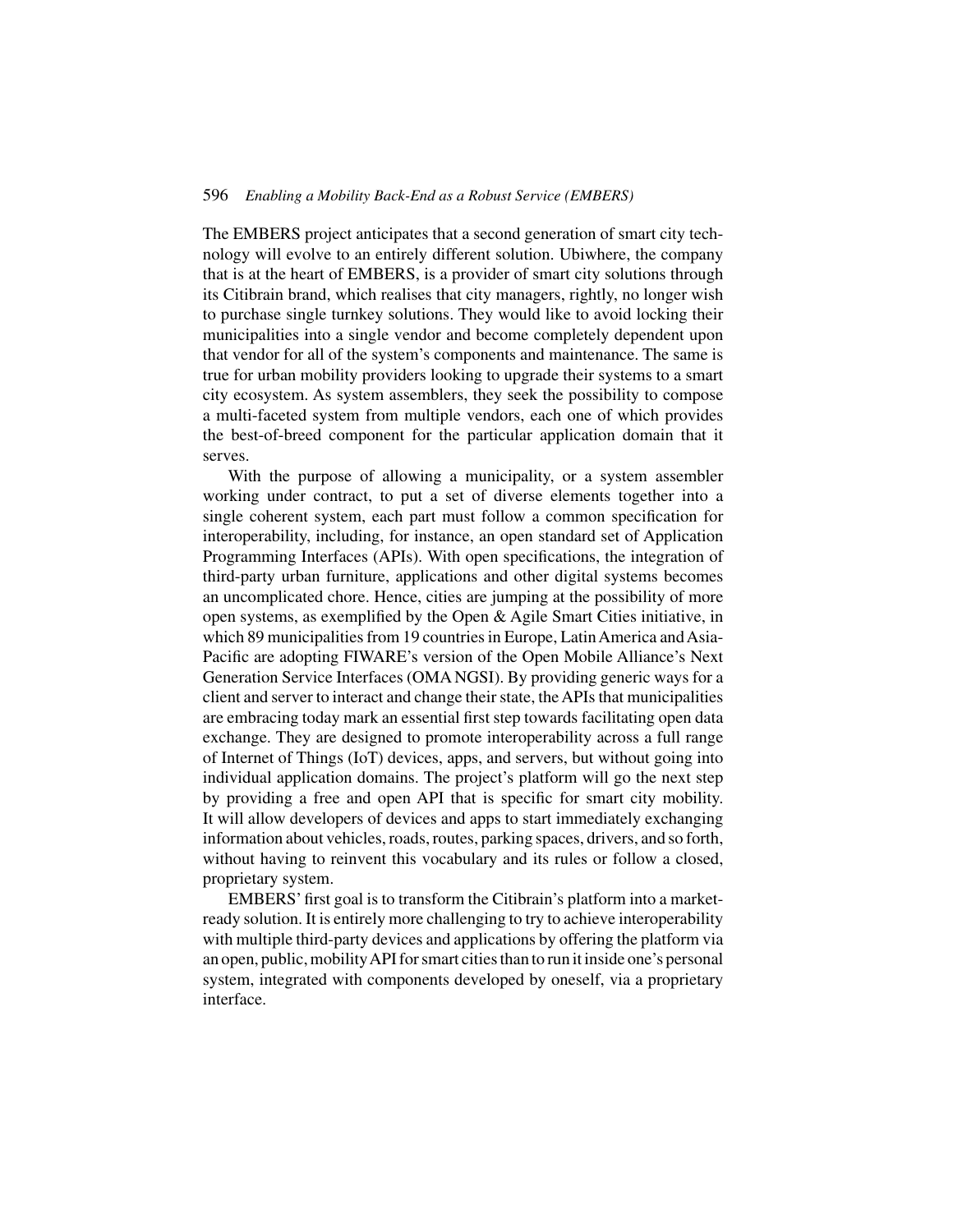The EMBERS project anticipates that a second generation of smart city technology will evolve to an entirely different solution. Ubiwhere, the company that is at the heart of EMBERS, is a provider of smart city solutions through its Citibrain brand, which realises that city managers, rightly, no longer wish to purchase single turnkey solutions. They would like to avoid locking their municipalities into a single vendor and become completely dependent upon that vendor for all of the system's components and maintenance. The same is true for urban mobility providers looking to upgrade their systems to a smart city ecosystem. As system assemblers, they seek the possibility to compose a multi-faceted system from multiple vendors, each one of which provides the best-of-breed component for the particular application domain that it serves.

With the purpose of allowing a municipality, or a system assembler working under contract, to put a set of diverse elements together into a single coherent system, each part must follow a common specification for interoperability, including, for instance, an open standard set of Application Programming Interfaces (APIs). With open specifications, the integration of third-party urban furniture, applications and other digital systems becomes an uncomplicated chore. Hence, cities are jumping at the possibility of more open systems, as exemplified by the Open & Agile Smart Cities initiative, in which 89 municipalities from 19 countries in Europe, Latin America and Asia-Pacific are adopting FIWARE's version of the Open Mobile Alliance's Next Generation Service Interfaces (OMA NGSI). By providing generic ways for a client and server to interact and change their state, the APIs that municipalities are embracing today mark an essential first step towards facilitating open data exchange. They are designed to promote interoperability across a full range of Internet of Things (IoT) devices, apps, and servers, but without going into individual application domains. The project's platform will go the next step by providing a free and open API that is specific for smart city mobility. It will allow developers of devices and apps to start immediately exchanging information about vehicles, roads, routes, parking spaces, drivers, and so forth, without having to reinvent this vocabulary and its rules or follow a closed, proprietary system.

EMBERS' first goal is to transform the Citibrain's platform into a market-ready solution. It is entirely more challenging to try to achieve interoperability with multiple third-party devices and applications by offering the platform via an open, public, mobility API for smart cities than to run it inside one's personal system, integrated with components developed by oneself, via a proprietary interface.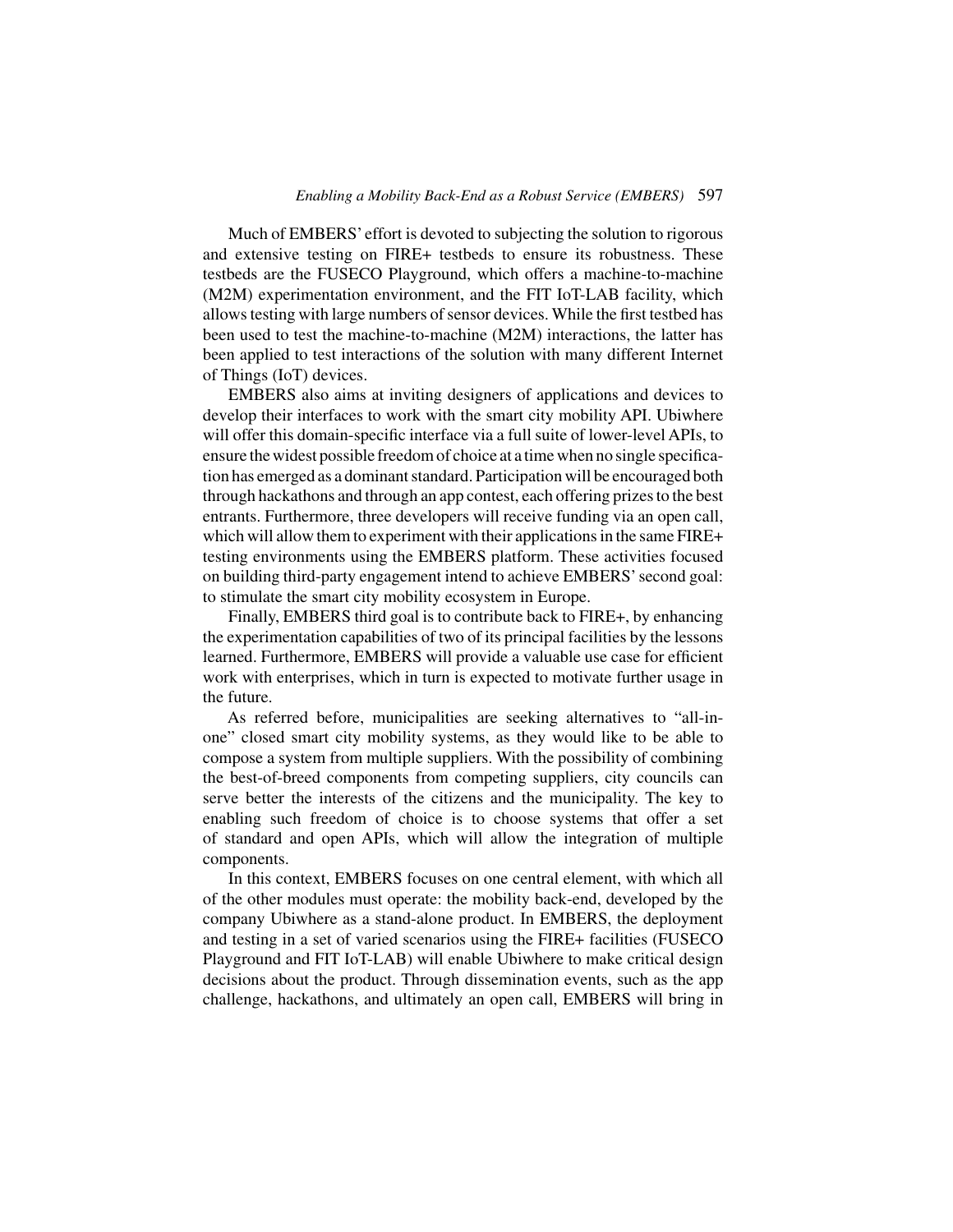Much of EMBERS' effort is devoted to subjecting the solution to rigorous and extensive testing on FIRE+ testbeds to ensure its robustness. These testbeds are the FUSECO Playground, which offers a machine-to-machine (M2M) experimentation environment, and the FIT IoT-LAB facility, which allows testing with large numbers of sensor devices. While the first testbed has been used to test the machine-to-machine (M2M) interactions, the latter has been applied to test interactions of the solution with many different Internet of Things (IoT) devices.

EMBERS also aims at inviting designers of applications and devices to develop their interfaces to work with the smart city mobility API. Ubiwhere will offer this domain-specific interface via a full suite of lower-level APIs, to ensure the widest possible freedom of choice at a time when no single specification has emerged as a dominant standard. Participation will be encouraged both through hackathons and through an app contest, each offering prizes to the best entrants. Furthermore, three developers will receive funding via an open call, which will allow them to experiment with their applications in the same FIRE+ testing environments using the EMBERS platform. These activities focused on building third-party engagement intend to achieve EMBERS' second goal: to stimulate the smart city mobility ecosystem in Europe.

Finally, EMBERS third goal is to contribute back to FIRE+, by enhancing the experimentation capabilities of two of its principal facilities by the lessons learned. Furthermore, EMBERS will provide a valuable use case for efficient work with enterprises, which in turn is expected to motivate further usage in the future.

As referred before, municipalities are seeking alternatives to "all-in-one" closed smart city mobility systems, as they would like to be able to compose a system from multiple suppliers. With the possibility of combining the best-of-breed components from competing suppliers, city councils can serve better the interests of the citizens and the municipality. The key to enabling such freedom of choice is to choose systems that offer a set of standard and open APIs, which will allow the integration of multiple components.

In this context, EMBERS focuses on one central element, with which all of the other modules must operate: the mobility back-end, developed by the company Ubiwhere as a stand-alone product. In EMBERS, the deployment and testing in a set of varied scenarios using the FIRE+ facilities (FUSECO Playground and FIT IoT-LAB) will enable Ubiwhere to make critical design decisions about the product. Through dissemination events, such as the app challenge, hackathons, and ultimately an open call, EMBERS will bring in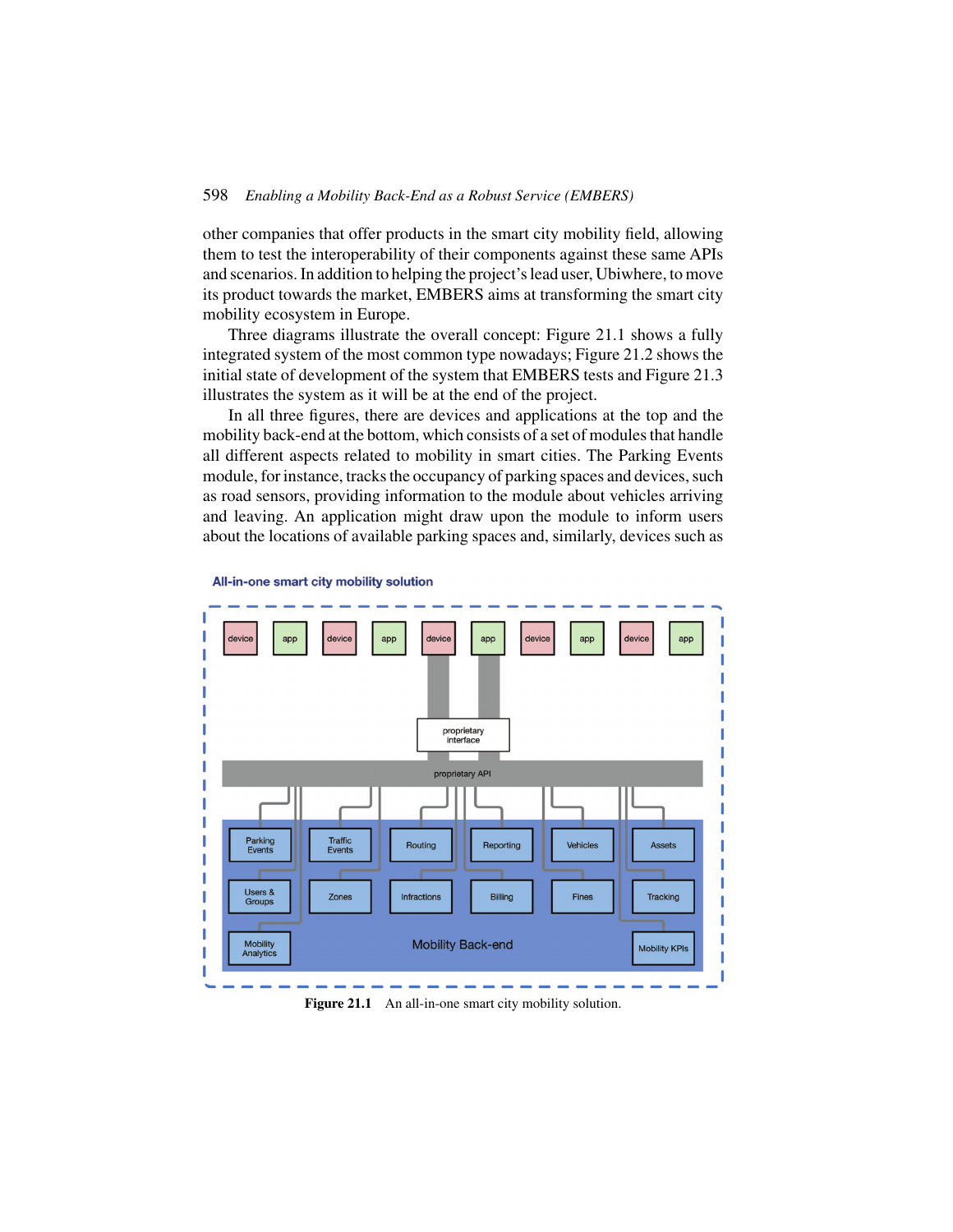other companies that offer products in the smart city mobility field, allowing them to test the interoperability of their components against these same APIs and scenarios. In addition to helping the project's lead user, Ubiwhere, to move its product towards the market, EMBERS aims at transforming the smart city mobility ecosystem in Europe.

Three diagrams illustrate the overall concept: Figure 21.1 shows a fully integrated system of the most common type nowadays; Figure 21.2 shows the initial state of development of the system that EMBERS tests and Figure 21.3 illustrates the system as it will be at the end of the project.

In all three figures, there are devices and applications at the top and the mobility back-end at the bottom, which consists of a set of modules that handle all different aspects related to mobility in smart cities. The Parking Events module, for instance, tracks the occupancy of parking spaces and devices, such as road sensors, providing information to the module about vehicles arriving and leaving. An application might draw upon the module to inform users about the locations of available parking spaces and, similarly, devices such as

**All-in-one smart city mobility solution**

device | app | device | app | device | app | device | app | device | app

proprietary interface

proprietary API

Parking Events | Traffic Events | Routing | Reporting | Vehicles | Assets

Users & Groups | Zones | Infractions | Billing | Fines | Tracking

Mobility Analytics | Mobility Back-end | Mobility KPIs

**Figure 21.1** An all-in-one smart city mobility solution.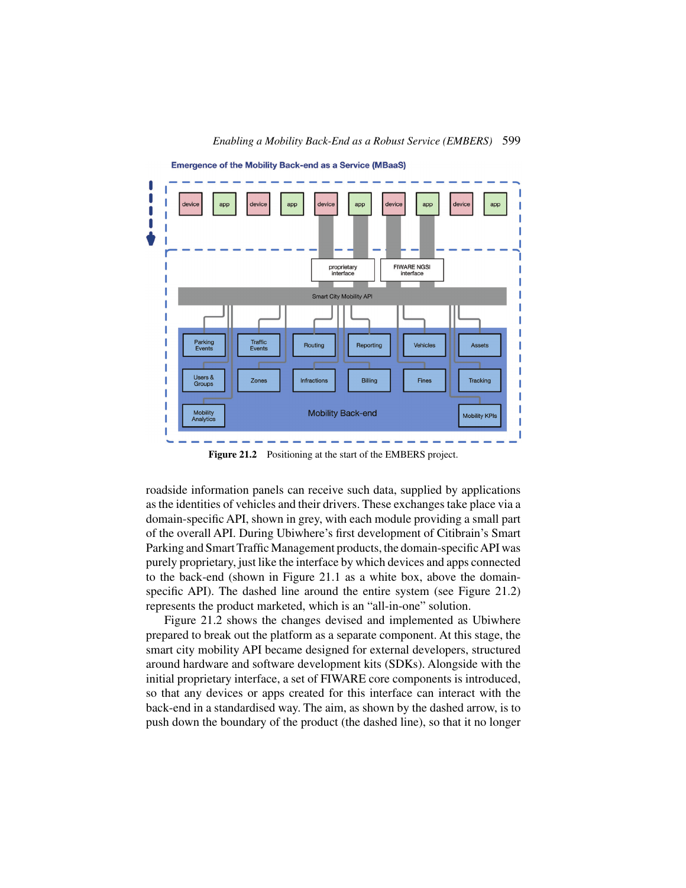Emergence of the Mobility Back-end as a Service (MBaaS)

device | app | device | app | device | app | device | app | device | app

proprietary interface

FIWARE NGSI interface

Smart City Mobility API

Parking Events | Traffic Events | Routing | Reporting | Vehicles | Assets

Users & Groups | Zones | Infractions | Billing | Fines | Tracking

Mobility Analytics | Mobility Back-end | Mobility KPIs

**Figure 21.2** Positioning at the start of the EMBERS project.

roadside information panels can receive such data, supplied by applications as the identities of vehicles and their drivers. These exchanges take place via a domain-specific API, shown in grey, with each module providing a small part of the overall API. During Ubiwhere's first development of Citibrain's Smart Parking and Smart Traffic Management products, the domain-specific API was purely proprietary, just like the interface by which devices and apps connected to the back-end (shown in Figure 21.1 as a white box, above the domain-specific API). The dashed line around the entire system (see Figure 21.2) represents the product marketed, which is an "all-in-one" solution.

Figure 21.2 shows the changes devised and implemented as Ubiwhere prepared to break out the platform as a separate component. At this stage, the smart city mobility API became designed for external developers, structured around hardware and software development kits (SDKs). Alongside with the initial proprietary interface, a set of FIWARE core components is introduced, so that any devices or apps created for this interface can interact with the back-end in a standardised way. The aim, as shown by the dashed arrow, is to push down the boundary of the product (the dashed line), so that it no longer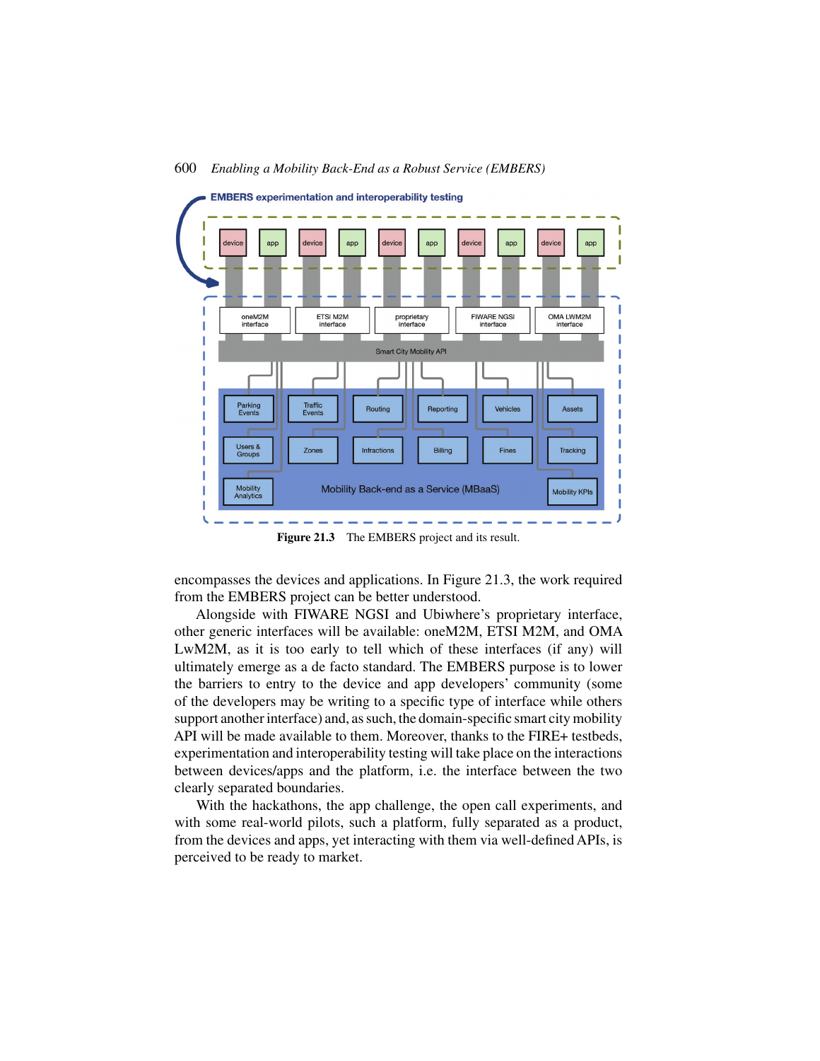**EMBERS experimentation and interoperability testing**

| device | app | device | app | device | app | device | app | device | app |
|---|---|---|---|---|---|---|---|---|---|

| oneM2M interface | ETSI M2M interface | proprietary interface | FIWARE NGSI interface | OMA LWM2M interface |
|---|---|---|---|---|

Smart City Mobility API

Mobility Back-end as a Service (MBaaS)

| | | | | | |
|---|---|---|---|---|---|
| Parking Events | Traffic Events | Routing | Reporting | Vehicles | Assets |
| Users & Groups | Zones | Infractions | Billing | Fines | Tracking |
| Mobility Analytics | | | | | Mobility KPIs |

**Figure 21.3** The EMBERS project and its result.

encompasses the devices and applications. In Figure 21.3, the work required from the EMBERS project can be better understood.

Alongside with FIWARE NGSI and Ubiwhere's proprietary interface, other generic interfaces will be available: oneM2M, ETSI M2M, and OMA LwM2M, as it is too early to tell which of these interfaces (if any) will ultimately emerge as a de facto standard. The EMBERS purpose is to lower the barriers to entry to the device and app developers' community (some of the developers may be writing to a specific type of interface while others support another interface) and, as such, the domain-specific smart city mobility API will be made available to them. Moreover, thanks to the FIRE+ testbeds, experimentation and interoperability testing will take place on the interactions between devices/apps and the platform, i.e. the interface between the two clearly separated boundaries.

With the hackathons, the app challenge, the open call experiments, and with some real-world pilots, such a platform, fully separated as a product, from the devices and apps, yet interacting with them via well-defined APIs, is perceived to be ready to market.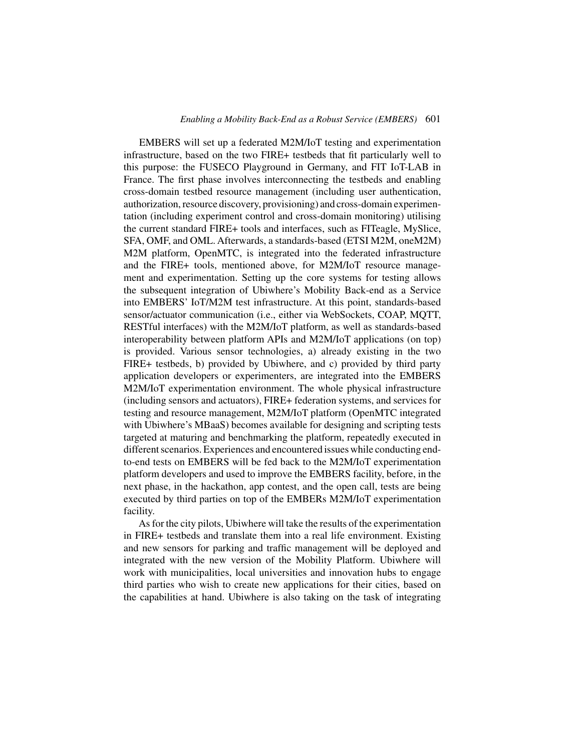EMBERS will set up a federated M2M/IoT testing and experimentation infrastructure, based on the two FIRE+ testbeds that fit particularly well to this purpose: the FUSECO Playground in Germany, and FIT IoT-LAB in France. The first phase involves interconnecting the testbeds and enabling cross-domain testbed resource management (including user authentication, authorization, resource discovery, provisioning) and cross-domain experimentation (including experiment control and cross-domain monitoring) utilising the current standard FIRE+ tools and interfaces, such as FITeagle, MySlice, SFA, OMF, and OML. Afterwards, a standards-based (ETSI M2M, oneM2M) M2M platform, OpenMTC, is integrated into the federated infrastructure and the FIRE+ tools, mentioned above, for M2M/IoT resource management and experimentation. Setting up the core systems for testing allows the subsequent integration of Ubiwhere's Mobility Back-end as a Service into EMBERS' IoT/M2M test infrastructure. At this point, standards-based sensor/actuator communication (i.e., either via WebSockets, COAP, MQTT, RESTful interfaces) with the M2M/IoT platform, as well as standards-based interoperability between platform APIs and M2M/IoT applications (on top) is provided. Various sensor technologies, a) already existing in the two FIRE+ testbeds, b) provided by Ubiwhere, and c) provided by third party application developers or experimenters, are integrated into the EMBERS M2M/IoT experimentation environment. The whole physical infrastructure (including sensors and actuators), FIRE+ federation systems, and services for testing and resource management, M2M/IoT platform (OpenMTC integrated with Ubiwhere's MBaaS) becomes available for designing and scripting tests targeted at maturing and benchmarking the platform, repeatedly executed in different scenarios. Experiences and encountered issues while conducting end-to-end tests on EMBERS will be fed back to the M2M/IoT experimentation platform developers and used to improve the EMBERS facility, before, in the next phase, in the hackathon, app contest, and the open call, tests are being executed by third parties on top of the EMBERs M2M/IoT experimentation facility.

As for the city pilots, Ubiwhere will take the results of the experimentation in FIRE+ testbeds and translate them into a real life environment. Existing and new sensors for parking and traffic management will be deployed and integrated with the new version of the Mobility Platform. Ubiwhere will work with municipalities, local universities and innovation hubs to engage third parties who wish to create new applications for their cities, based on the capabilities at hand. Ubiwhere is also taking on the task of integrating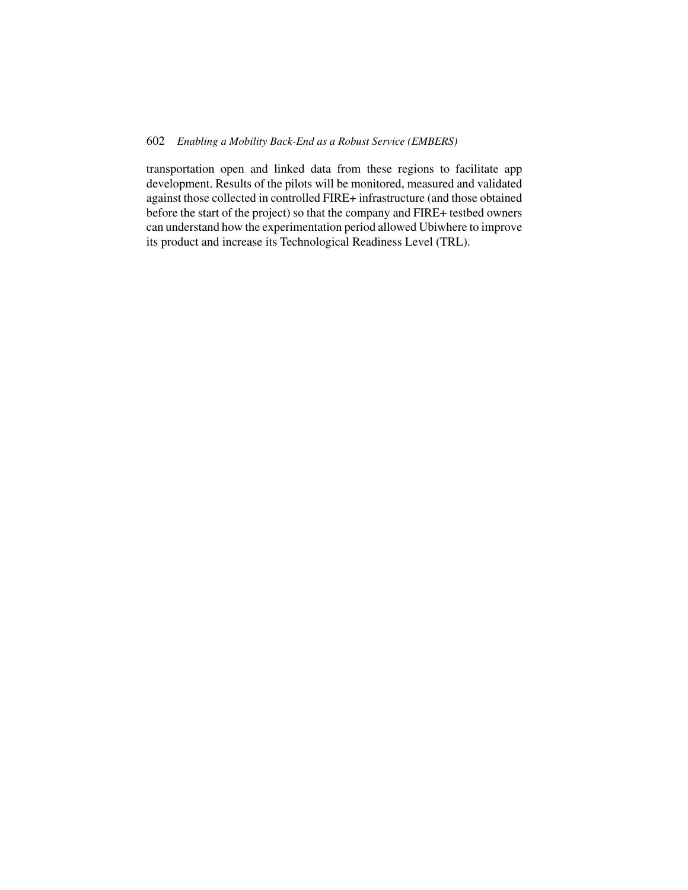transportation open and linked data from these regions to facilitate app development. Results of the pilots will be monitored, measured and validated against those collected in controlled FIRE+ infrastructure (and those obtained before the start of the project) so that the company and FIRE+ testbed owners can understand how the experimentation period allowed Ubiwhere to improve its product and increase its Technological Readiness Level (TRL).